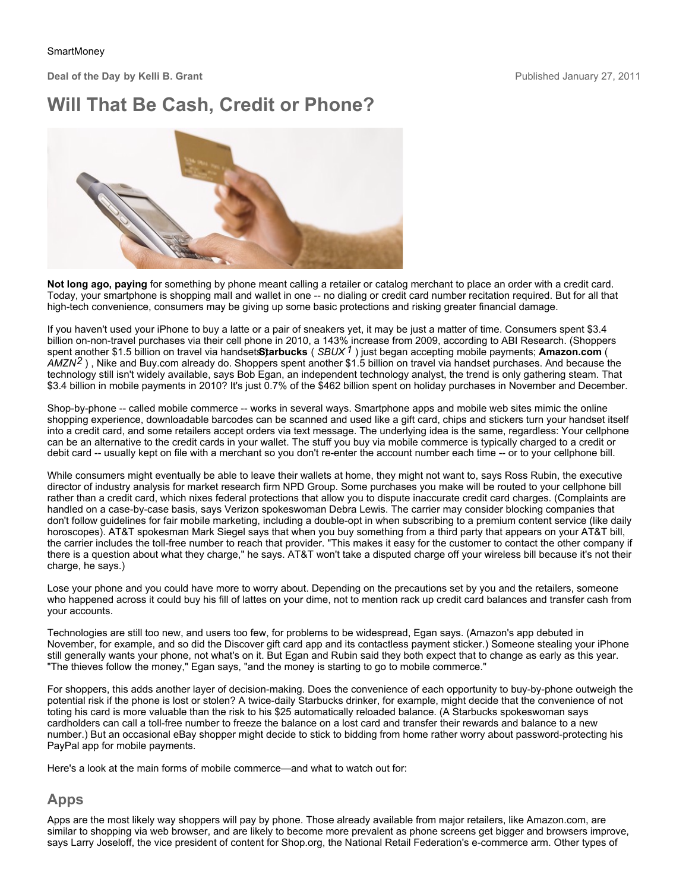SmartMoney

**Deal of the Day by Kelli B. Grant** Published January 27, 2011

# Will That Be Cash, Credit or Phone?

**Not long ago, paying** for something by phone meant calling a retailer or catalog merchant to place an order with a credit card. Today, your smartphone is shopping mall and wallet in one -- no dialing or credit card number recitation required. But for all that high-tech convenience, consumers may be giving up some basic protections and risking greater financial damage.

If you haven't used your iPhone to buy a latte or a pair of sneakers yet, it may be just a matter of time. Consumers spent $3.4 billion on-non-travel purchases via their cell phone in 2010, a 143% increase from 2009, according to ABI Research. (Shoppers spent another $1.5 billion on travel via handsets.) **Starbucks** ( *SBUX* [1] ) just began accepting mobile payments; **Amazon.com** ( *AMZN* [2] ) , Nike and Buy.com already do. Shoppers spent another $1.5 billion on travel via handset purchases. And because the technology still isn't widely available, says Bob Egan, an independent technology analyst, the trend is only gathering steam. That $3.4 billion in mobile payments in 2010? It's just 0.7% of the $462 billion spent on holiday purchases in November and December.

Shop-by-phone -- called mobile commerce -- works in several ways. Smartphone apps and mobile web sites mimic the online shopping experience, downloadable barcodes can be scanned and used like a gift card, chips and stickers turn your handset itself into a credit card, and some retailers accept orders via text message. The underlying idea is the same, regardless: Your cellphone can be an alternative to the credit cards in your wallet. The stuff you buy via mobile commerce is typically charged to a credit or debit card -- usually kept on file with a merchant so you don't re-enter the account number each time -- or to your cellphone bill.

While consumers might eventually be able to leave their wallets at home, they might not want to, says Ross Rubin, the executive director of industry analysis for market research firm NPD Group. Some purchases you make will be routed to your cellphone bill rather than a credit card, which nixes federal protections that allow you to dispute inaccurate credit card charges. (Complaints are handled on a case-by-case basis, says Verizon spokeswoman Debra Lewis. The carrier may consider blocking companies that don't follow guidelines for fair mobile marketing, including a double-opt in when subscribing to a premium content service (like daily horoscopes). AT&T spokesman Mark Siegel says that when you buy something from a third party that appears on your AT&T bill, the carrier includes the toll-free number to reach that provider. "This makes it easy for the customer to contact the other company if there is a question about what they charge," he says. AT&T won't take a disputed charge off your wireless bill because it's not their charge, he says.)

Lose your phone and you could have more to worry about. Depending on the precautions set by you and the retailers, someone who happened across it could buy his fill of lattes on your dime, not to mention rack up credit card balances and transfer cash from your accounts.

Technologies are still too new, and users too few, for problems to be widespread, Egan says. (Amazon's app debuted in November, for example, and so did the Discover gift card app and its contactless payment sticker.) Someone stealing your iPhone still generally wants your phone, not what's on it. But Egan and Rubin said they both expect that to change as early as this year. "The thieves follow the money," Egan says, "and the money is starting to go to mobile commerce."

For shoppers, this adds another layer of decision-making. Does the convenience of each opportunity to buy-by-phone outweigh the potential risk if the phone is lost or stolen? A twice-daily Starbucks drinker, for example, might decide that the convenience of not toting his card is more valuable than the risk to his $25 automatically reloaded balance. (A Starbucks spokeswoman says cardholders can call a toll-free number to freeze the balance on a lost card and transfer their rewards and balance to a new number.) But an occasional eBay shopper might decide to stick to bidding from home rather worry about password-protecting his PayPal app for mobile payments.

Here's a look at the main forms of mobile commerce—and what to watch out for:

## Apps

Apps are the most likely way shoppers will pay by phone. Those already available from major retailers, like Amazon.com, are similar to shopping via web browser, and are likely to become more prevalent as phone screens get bigger and browsers improve, says Larry Joseloff, the vice president of content for Shop.org, the National Retail Federation's e-commerce arm. Other types of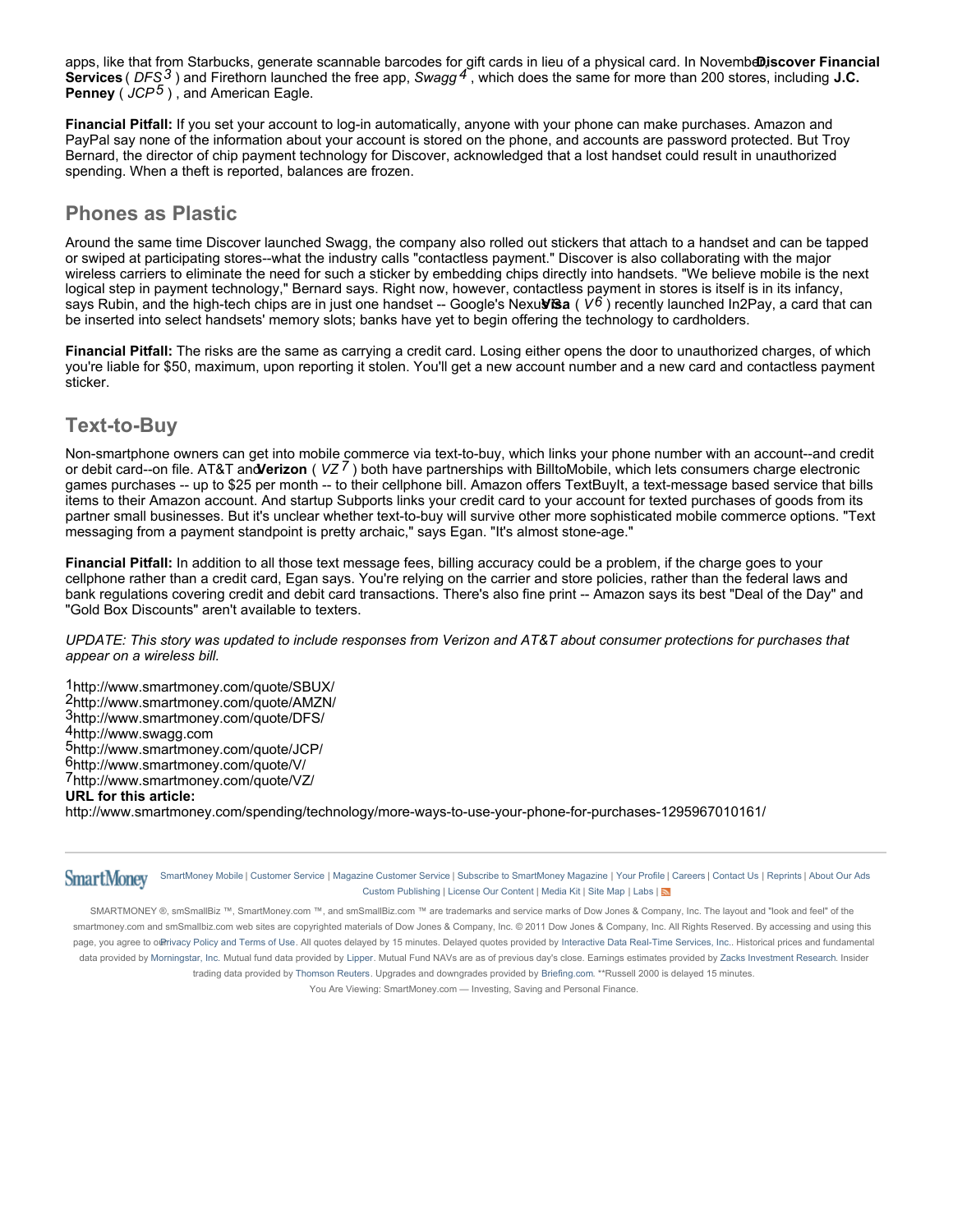apps, like that from Starbucks, generate scannable barcodes for gift cards in lieu of a physical card. In November, **Discover Financial Services** ( *DFS*[3] ) and Firethorn launched the free app, *Swagg*[4], which does the same for more than 200 stores, including **J.C. Penney** ( *JCP*[5] ) , and American Eagle.

**Financial Pitfall:** If you set your account to log-in automatically, anyone with your phone can make purchases. Amazon and PayPal say none of the information about your account is stored on the phone, and accounts are password protected. But Troy Bernard, the director of chip payment technology for Discover, acknowledged that a lost handset could result in unauthorized spending. When a theft is reported, balances are frozen.

## Phones as Plastic

Around the same time Discover launched Swagg, the company also rolled out stickers that attach to a handset and can be tapped or swiped at participating stores--what the industry calls "contactless payment." Discover is also collaborating with the major wireless carriers to eliminate the need for such a sticker by embedding chips directly into handsets. "We believe mobile is the next logical step in payment technology," Bernard says. Right now, however, contactless payment in stores is itself is in its infancy, says Rubin, and the high-tech chips are in just one handset -- Google's Nexus S. **Visa** ( *V*[6] ) recently launched In2Pay, a card that can be inserted into select handsets' memory slots; banks have yet to begin offering the technology to cardholders.

**Financial Pitfall:** The risks are the same as carrying a credit card. Losing either opens the door to unauthorized charges, of which you're liable for $50, maximum, upon reporting it stolen. You'll get a new account number and a new card and contactless payment sticker.

## Text-to-Buy

Non-smartphone owners can get into mobile commerce via text-to-buy, which links your phone number with an account--and credit or debit card--on file. AT&T and **Verizon** ( *VZ*[7] ) both have partnerships with BilltoMobile, which lets consumers charge electronic games purchases -- up to $25 per month -- to their cellphone bill. Amazon offers TextBuyIt, a text-message based service that bills items to their Amazon account. And startup Subports links your credit card to your account for texted purchases of goods from its partner small businesses. But it's unclear whether text-to-buy will survive other more sophisticated mobile commerce options. "Text messaging from a payment standpoint is pretty archaic," says Egan. "It's almost stone-age."

**Financial Pitfall:** In addition to all those text message fees, billing accuracy could be a problem, if the charge goes to your cellphone rather than a credit card, Egan says. You're relying on the carrier and store policies, rather than the federal laws and bank regulations covering credit and debit card transactions. There's also fine print -- Amazon says its best "Deal of the Day" and "Gold Box Discounts" aren't available to texters.

*UPDATE: This story was updated to include responses from Verizon and AT&T about consumer protections for purchases that appear on a wireless bill.*

[1] http://www.smartmoney.com/quote/SBUX/
[2] http://www.smartmoney.com/quote/AMZN/
[3] http://www.smartmoney.com/quote/DFS/
[4] http://www.swagg.com
[5] http://www.smartmoney.com/quote/JCP/
[6] http://www.smartmoney.com/quote/V/
[7] http://www.smartmoney.com/quote/VZ/

**URL for this article:**
http://www.smartmoney.com/spending/technology/more-ways-to-use-your-phone-for-purchases-1295967010161/

SmartMoney Mobile | Customer Service | Magazine Customer Service | Subscribe to SmartMoney Magazine | Your Profile | Careers | Contact Us | Reprints | About Our Ads
Custom Publishing | License Our Content | Media Kit | Site Map | Labs |

SMARTMONEY ®, smSmallBiz ™, SmartMoney.com ™, and smSmallBiz.com ™ are trademarks and service marks of Dow Jones & Company, Inc. The layout and "look and feel" of the smartmoney.com and smSmallbiz.com web sites are copyrighted materials of Dow Jones & Company, Inc. © 2011 Dow Jones & Company, Inc. All Rights Reserved. By accessing and using this page, you agree to our Privacy Policy and Terms of Use. All quotes delayed by 15 minutes. Delayed quotes provided by Interactive Data Real-Time Services, Inc.. Historical prices and fundamental data provided by Morningstar, Inc. Mutual fund data provided by Lipper. Mutual Fund NAVs are as of previous day's close. Earnings estimates provided by Zacks Investment Research. Insider trading data provided by Thomson Reuters. Upgrades and downgrades provided by Briefing.com. **Russell 2000 is delayed 15 minutes.

You Are Viewing: SmartMoney.com — Investing, Saving and Personal Finance.